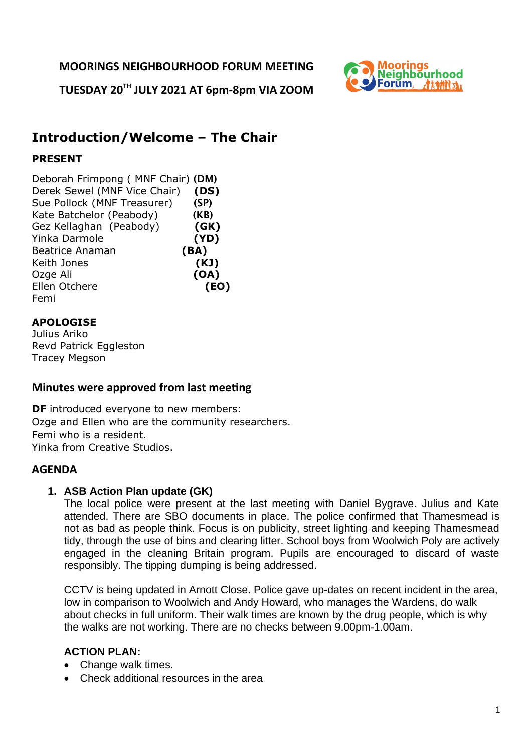**MOORINGS NEIGHBOURHOOD FORUM MEETING**

**TUESDAY 20TH JULY 2021 AT 6pm-8pm VIA ZOOM**

# Introduction/Welcome – The Chair

**PRESENT**

Deborah Frimpong ( MNF Chair) **(DM)**
Derek Sewel (MNF Vice Chair) **(DS)**
Sue Pollock (MNF Treasurer) **(SP)**
Kate Batchelor (Peabody) **(KB)**
Gez Kellaghan (Peabody) **(GK)**
Yinka Darmole **(YD)**
Beatrice Anaman **(BA)**
Keith Jones **(KJ)**
Ozge Ali **(OA)**
Ellen Otchere **(EO)**
Femi

**APOLOGISE**
Julius Ariko
Revd Patrick Eggleston
Tracey Megson

## Minutes were approved from last meeting

**DF** introduced everyone to new members:
Ozge and Ellen who are the community researchers.
Femi who is a resident.
Yinka from Creative Studios.

## AGENDA

1. **ASB Action Plan update (GK)**
   The local police were present at the last meeting with Daniel Bygrave. Julius and Kate attended. There are SBO documents in place. The police confirmed that Thamesmead is not as bad as people think. Focus is on publicity, street lighting and keeping Thamesmead tidy, through the use of bins and clearing litter. School boys from Woolwich Poly are actively engaged in the cleaning Britain program. Pupils are encouraged to discard of waste responsibly. The tipping dumping is being addressed.

   CCTV is being updated in Arnott Close. Police gave up-dates on recent incident in the area, low in comparison to Woolwich and Andy Howard, who manages the Wardens, do walk about checks in full uniform. Their walk times are known by the drug people, which is why the walks are not working. There are no checks between 9.00pm-1.00am.

   **ACTION PLAN:**
   - Change walk times.
   - Check additional resources in the area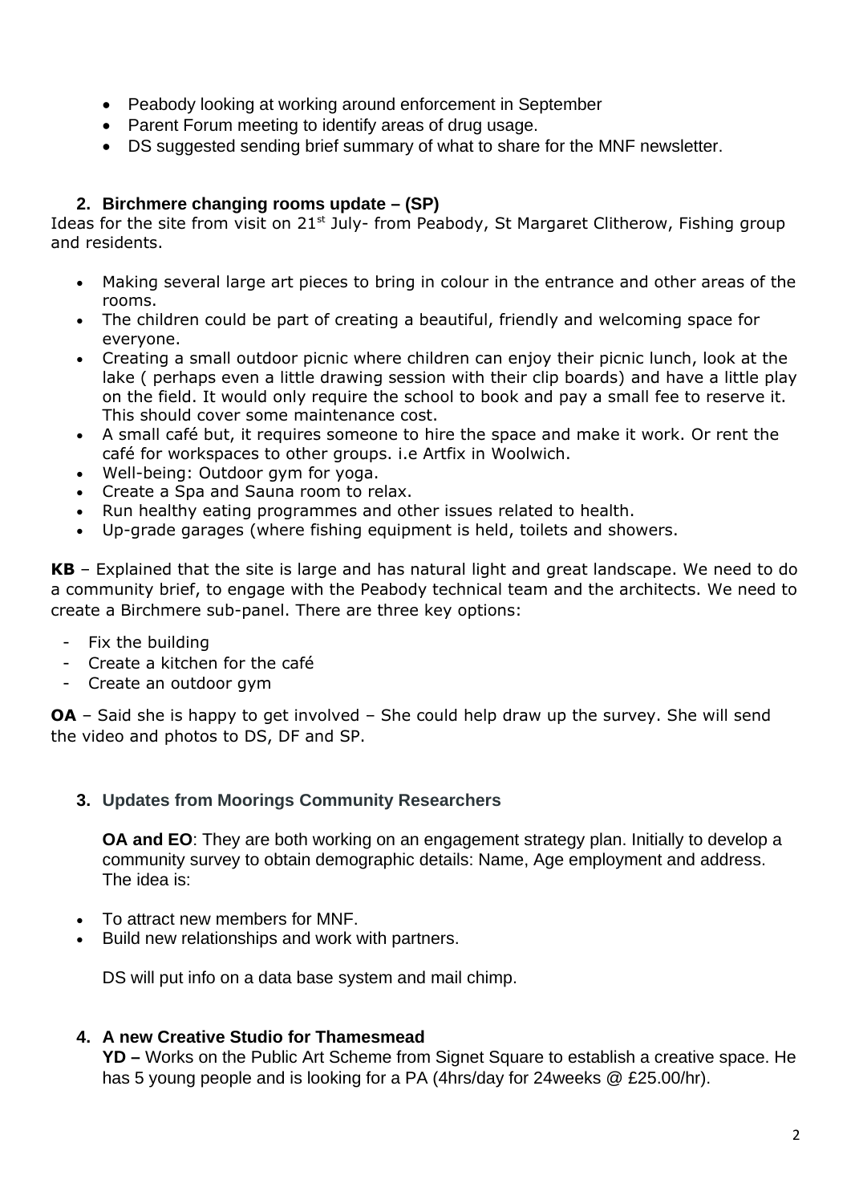- Peabody looking at working around enforcement in September
- Parent Forum meeting to identify areas of drug usage.
- DS suggested sending brief summary of what to share for the MNF newsletter.

## 2. Birchmere changing rooms update – (SP)

Ideas for the site from visit on 21st July- from Peabody, St Margaret Clitherow, Fishing group and residents.

- Making several large art pieces to bring in colour in the entrance and other areas of the rooms.
- The children could be part of creating a beautiful, friendly and welcoming space for everyone.
- Creating a small outdoor picnic where children can enjoy their picnic lunch, look at the lake ( perhaps even a little drawing session with their clip boards) and have a little play on the field. It would only require the school to book and pay a small fee to reserve it. This should cover some maintenance cost.
- A small café but, it requires someone to hire the space and make it work. Or rent the café for workspaces to other groups. i.e Artfix in Woolwich.
- Well-being: Outdoor gym for yoga.
- Create a Spa and Sauna room to relax.
- Run healthy eating programmes and other issues related to health.
- Up-grade garages (where fishing equipment is held, toilets and showers.

**KB** – Explained that the site is large and has natural light and great landscape. We need to do a community brief, to engage with the Peabody technical team and the architects. We need to create a Birchmere sub-panel. There are three key options:

- Fix the building
- Create a kitchen for the café
- Create an outdoor gym

**OA** – Said she is happy to get involved – She could help draw up the survey. She will send the video and photos to DS, DF and SP.

## 3. Updates from Moorings Community Researchers

**OA and EO**: They are both working on an engagement strategy plan. Initially to develop a community survey to obtain demographic details: Name, Age employment and address. The idea is:

- To attract new members for MNF.
- Build new relationships and work with partners.

DS will put info on a data base system and mail chimp.

## 4. A new Creative Studio for Thamesmead

**YD –** Works on the Public Art Scheme from Signet Square to establish a creative space. He has 5 young people and is looking for a PA (4hrs/day for 24weeks @ £25.00/hr).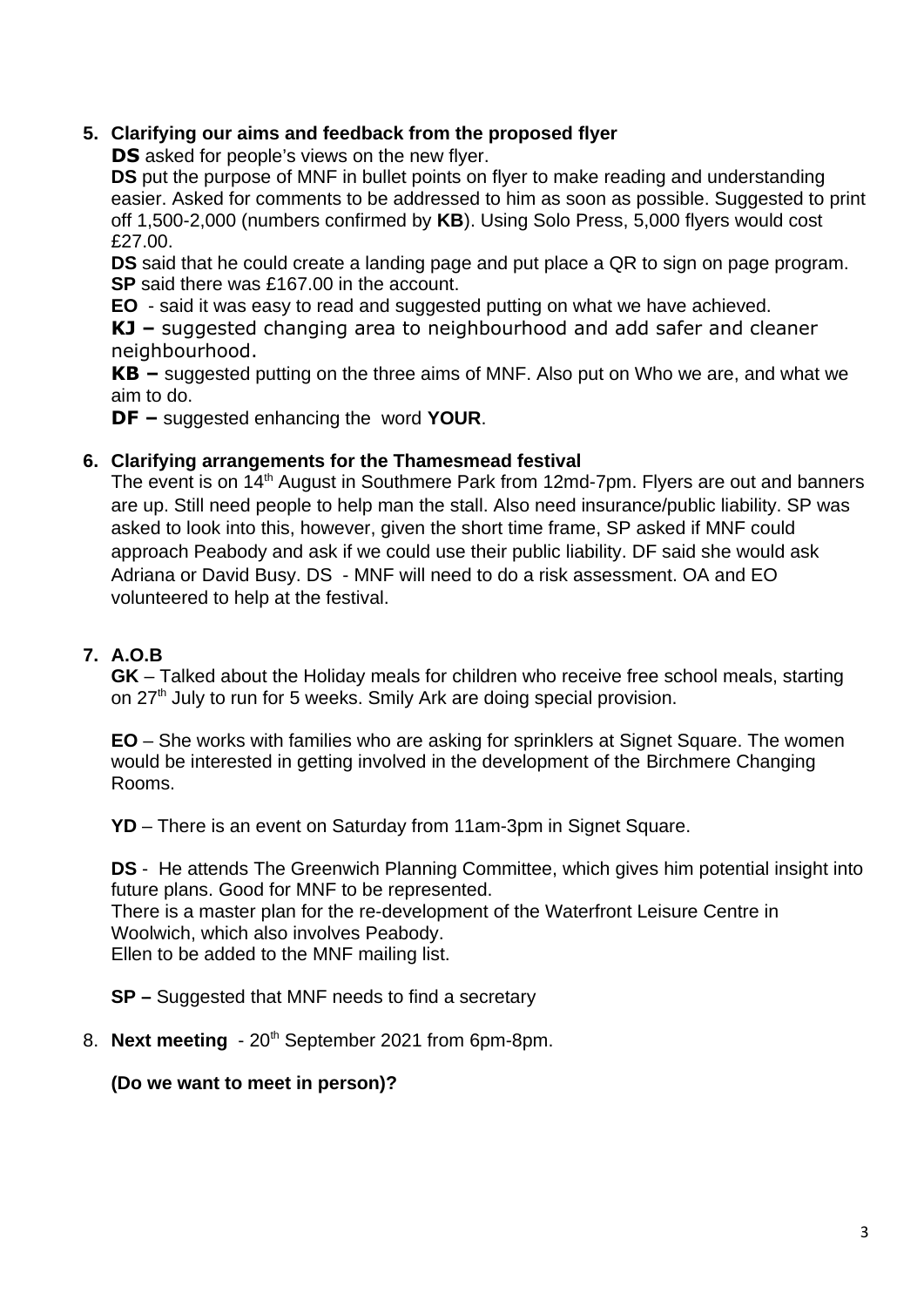5. **Clarifying our aims and feedback from the proposed flyer**

   **DS** asked for people's views on the new flyer.

   **DS** put the purpose of MNF in bullet points on flyer to make reading and understanding easier. Asked for comments to be addressed to him as soon as possible. Suggested to print off 1,500-2,000 (numbers confirmed by **KB**). Using Solo Press, 5,000 flyers would cost £27.00.

   **DS** said that he could create a landing page and put place a QR to sign on page program.
   **SP** said there was £167.00 in the account.

   **EO** - said it was easy to read and suggested putting on what we have achieved.

   **KJ –** suggested changing area to neighbourhood and add safer and cleaner neighbourhood.

   **KB –** suggested putting on the three aims of MNF. Also put on Who we are, and what we aim to do.

   **DF –** suggested enhancing the word **YOUR**.

6. **Clarifying arrangements for the Thamesmead festival**

   The event is on 14th August in Southmere Park from 12md-7pm. Flyers are out and banners are up. Still need people to help man the stall. Also need insurance/public liability. SP was asked to look into this, however, given the short time frame, SP asked if MNF could approach Peabody and ask if we could use their public liability. DF said she would ask Adriana or David Busy. DS - MNF will need to do a risk assessment. OA and EO volunteered to help at the festival.

7. **A.O.B**

   **GK** – Talked about the Holiday meals for children who receive free school meals, starting on 27th July to run for 5 weeks. Smily Ark are doing special provision.

   **EO** – She works with families who are asking for sprinklers at Signet Square. The women would be interested in getting involved in the development of the Birchmere Changing Rooms.

   **YD** – There is an event on Saturday from 11am-3pm in Signet Square.

   **DS** - He attends The Greenwich Planning Committee, which gives him potential insight into future plans. Good for MNF to be represented.
   There is a master plan for the re-development of the Waterfront Leisure Centre in Woolwich, which also involves Peabody.
   Ellen to be added to the MNF mailing list.

   **SP –** Suggested that MNF needs to find a secretary

8. **Next meeting** - 20th September 2021 from 6pm-8pm.

   **(Do we want to meet in person)?**